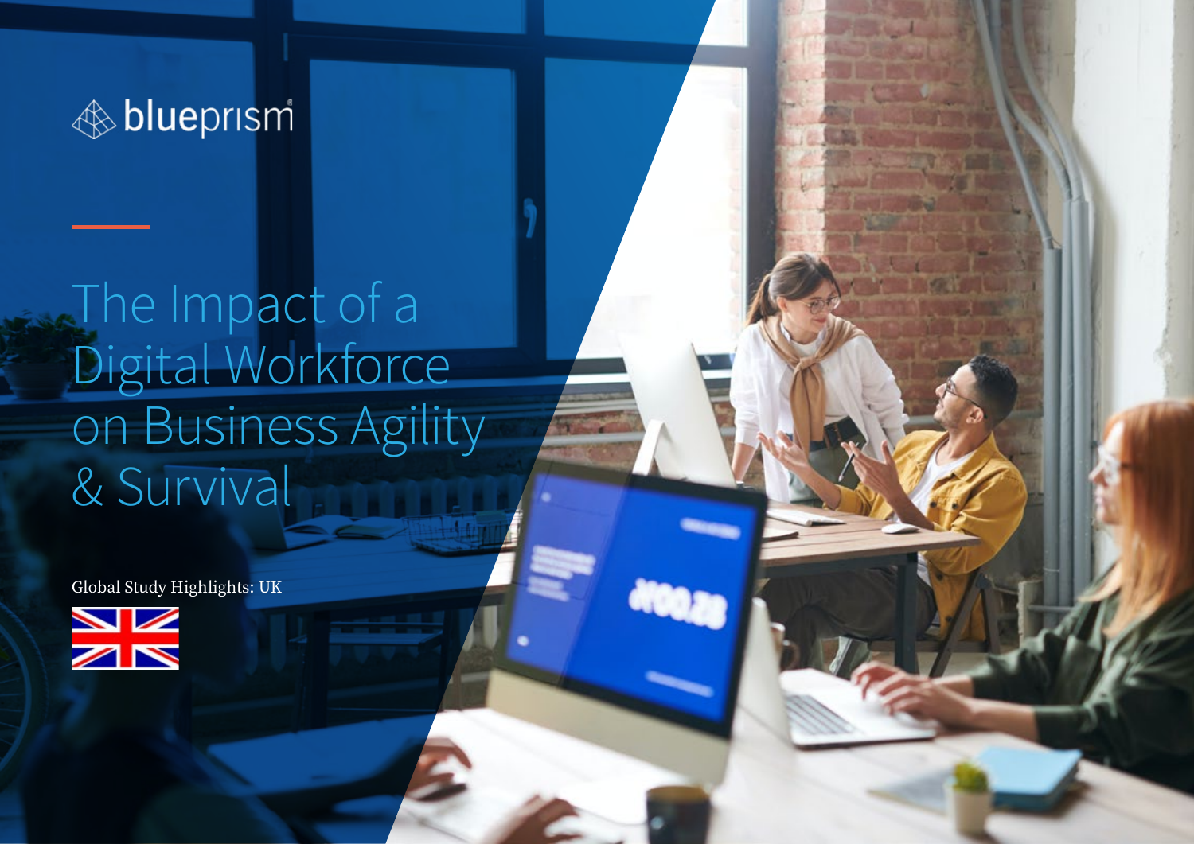blueprism

# The Impact of a Digital Workforce on Business Agility & Survival

Global Study Highlights: UK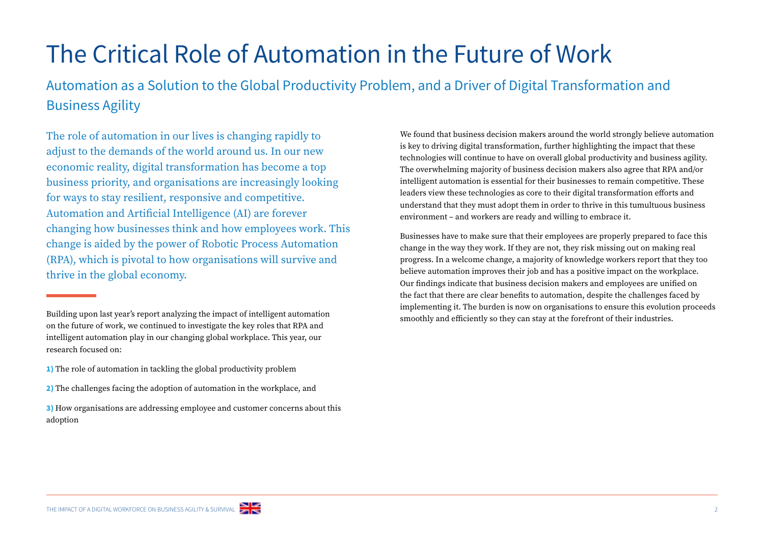# The Critical Role of Automation in the Future of Work

## Automation as a Solution to the Global Productivity Problem, and a Driver of Digital Transformation and Business Agility

The role of automation in our lives is changing rapidly to adjust to the demands of the world around us. In our new economic reality, digital transformation has become a top business priority, and organisations are increasingly looking for ways to stay resilient, responsive and competitive. Automation and Artificial Intelligence (AI) are forever changing how businesses think and how employees work. This change is aided by the power of Robotic Process Automation (RPA), which is pivotal to how organisations will survive and thrive in the global economy.

Building upon last year's report analyzing the impact of intelligent automation on the future of work, we continued to investigate the key roles that RPA and intelligent automation play in our changing global workplace. This year, our research focused on:

**1)** The role of automation in tackling the global productivity problem

**2)** The challenges facing the adoption of automation in the workplace, and

**3)** How organisations are addressing employee and customer concerns about this adoption

We found that business decision makers around the world strongly believe automation is key to driving digital transformation, further highlighting the impact that these technologies will continue to have on overall global productivity and business agility. The overwhelming majority of business decision makers also agree that RPA and/or intelligent automation is essential for their businesses to remain competitive. These leaders view these technologies as core to their digital transformation efforts and understand that they must adopt them in order to thrive in this tumultuous business environment – and workers are ready and willing to embrace it.

Businesses have to make sure that their employees are properly prepared to face this change in the way they work. If they are not, they risk missing out on making real progress. In a welcome change, a majority of knowledge workers report that they too believe automation improves their job and has a positive impact on the workplace. Our findings indicate that business decision makers and employees are unified on the fact that there are clear benefits to automation, despite the challenges faced by implementing it. The burden is now on organisations to ensure this evolution proceeds smoothly and efficiently so they can stay at the forefront of their industries.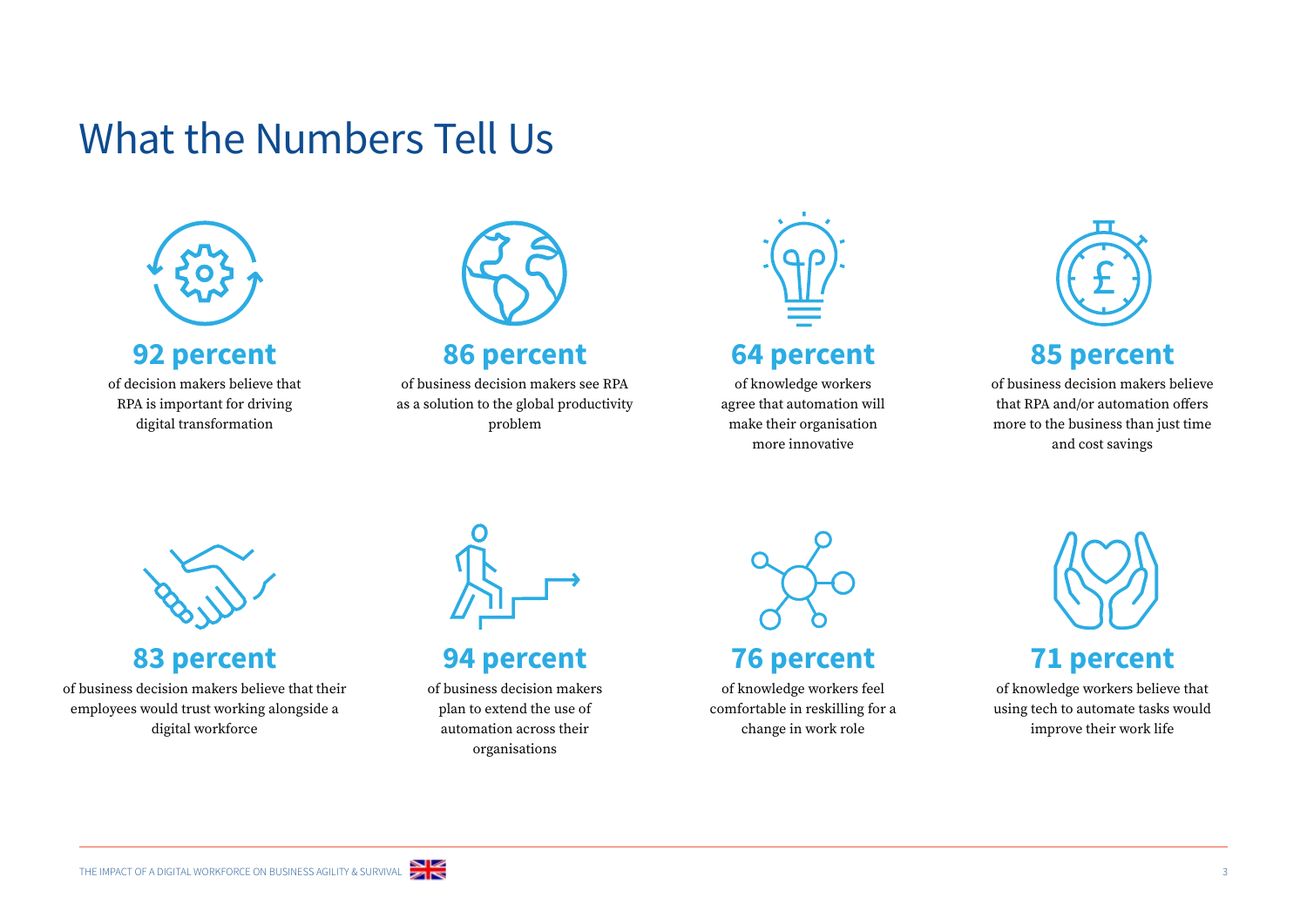# What the Numbers Tell Us

**92 percent**

of decision makers believe that RPA is important for driving digital transformation

**86 percent**

of business decision makers see RPA as a solution to the global productivity problem

**64 percent**

of knowledge workers agree that automation will make their organisation more innovative

**85 percent**

of business decision makers believe that RPA and/or automation offers more to the business than just time and cost savings

**83 percent**

of business decision makers believe that their employees would trust working alongside a digital workforce

**94 percent**

of business decision makers plan to extend the use of automation across their organisations

**76 percent**

of knowledge workers feel comfortable in reskilling for a change in work role

**71 percent**

of knowledge workers believe that using tech to automate tasks would improve their work life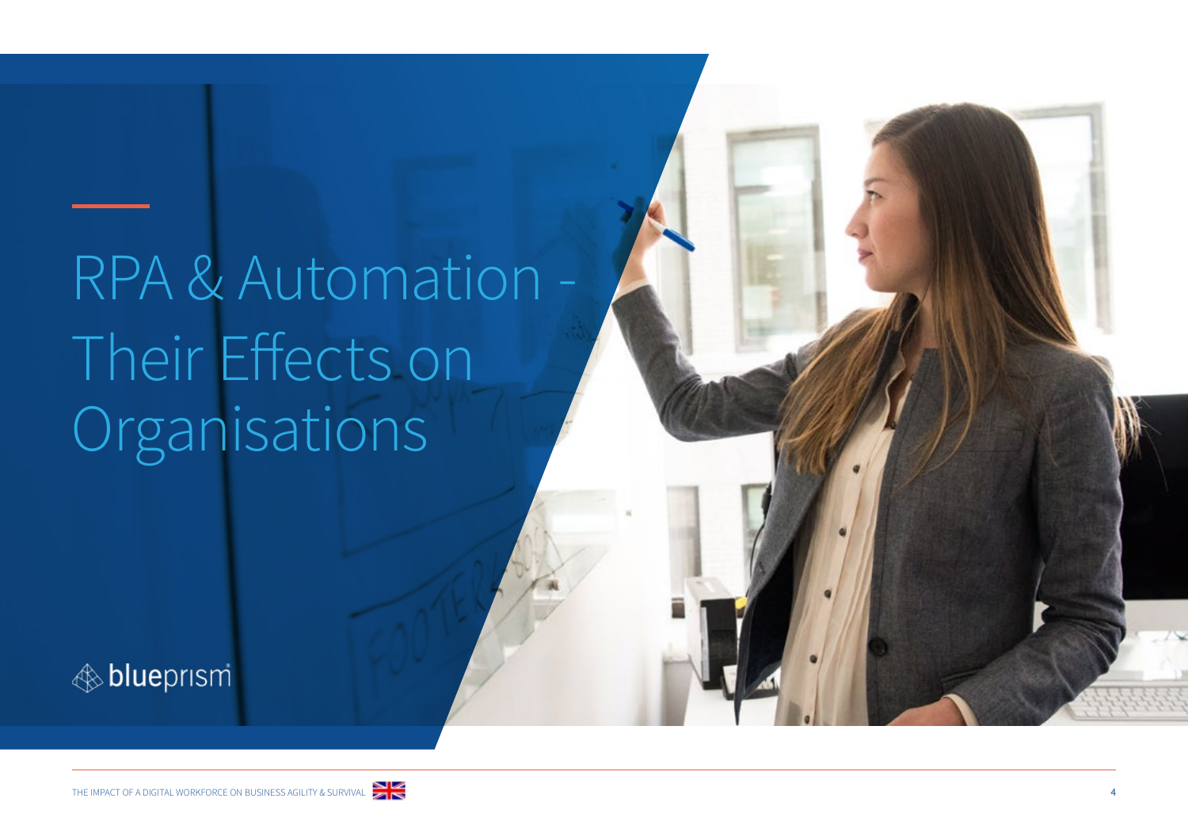# RPA & Automation - Their Effects on Organisations

blueprism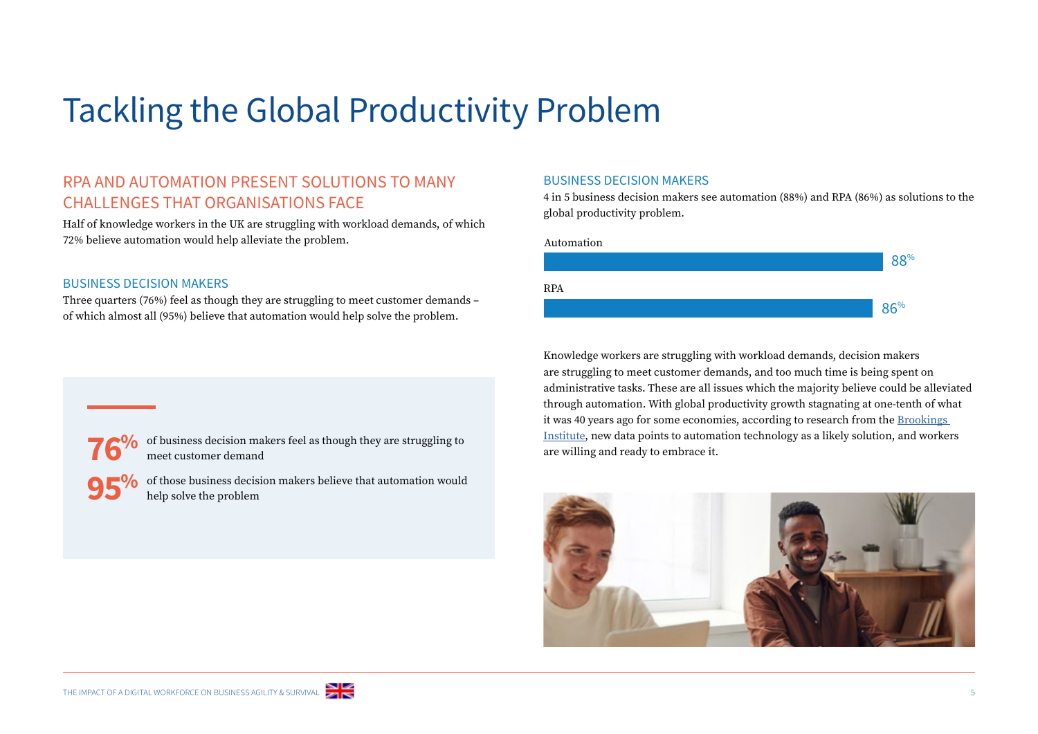# Tackling the Global Productivity Problem

## RPA AND AUTOMATION PRESENT SOLUTIONS TO MANY CHALLENGES THAT ORGANISATIONS FACE

Half of knowledge workers in the UK are struggling with workload demands, of which 72% believe automation would help alleviate the problem.

### BUSINESS DECISION MAKERS

Three quarters (76%) feel as though they are struggling to meet customer demands – of which almost all (95%) believe that automation would help solve the problem.

**76%** of business decision makers feel as though they are struggling to meet customer demand

**95%** of those business decision makers believe that automation would help solve the problem

### BUSINESS DECISION MAKERS

4 in 5 business decision makers see automation (88%) and RPA (86%) as solutions to the global productivity problem.

| | |
|---|---|
| Automation | 88% |
| RPA | 86% |

Knowledge workers are struggling with workload demands, decision makers are struggling to meet customer demands, and too much time is being spent on administrative tasks. These are all issues which the majority believe could be alleviated through automation. With global productivity growth stagnating at one-tenth of what it was 40 years ago for some economies, according to research from the Brookings Institute, new data points to automation technology as a likely solution, and workers are willing and ready to embrace it.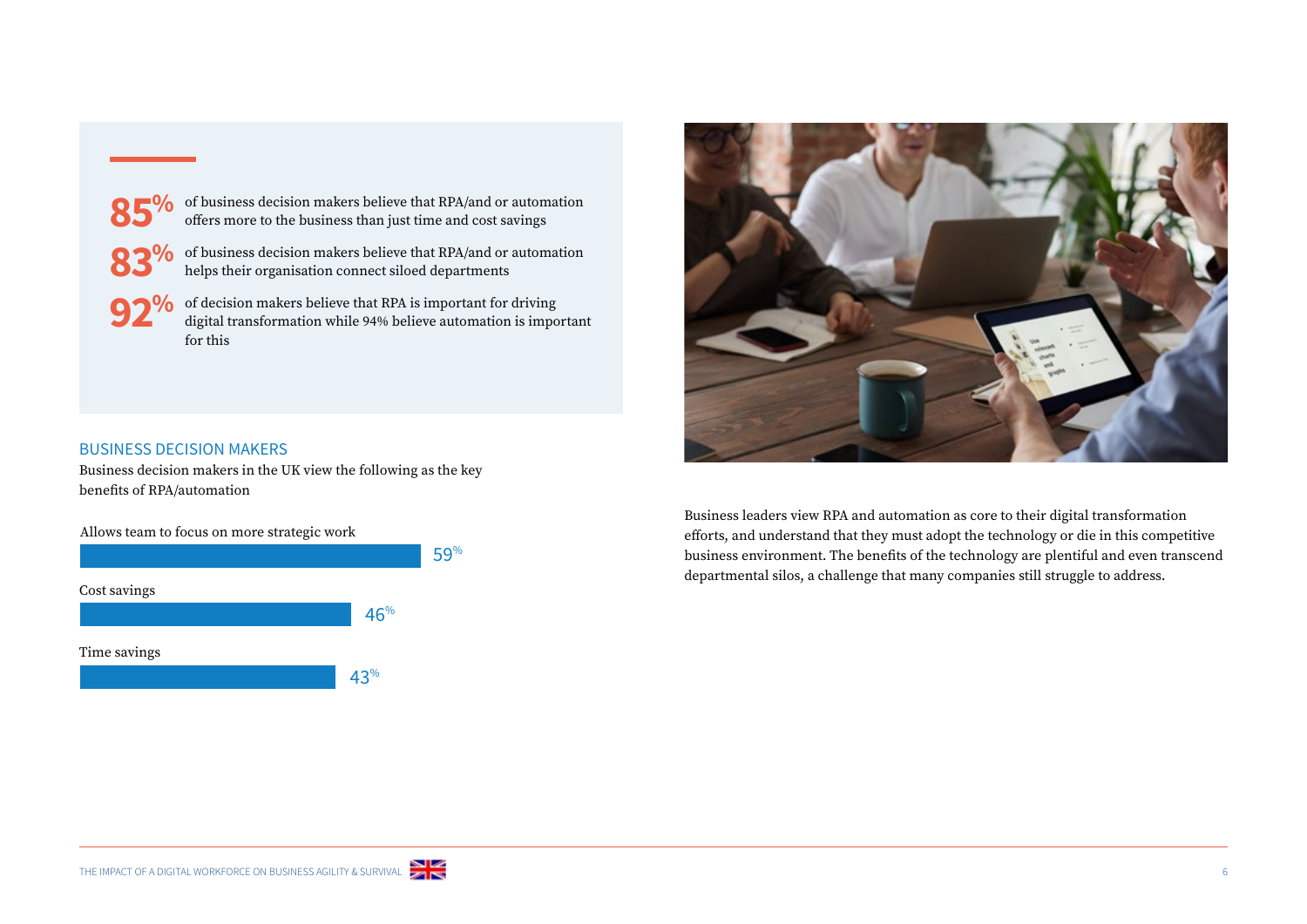**85%** of business decision makers believe that RPA/and or automation offers more to the business than just time and cost savings

**83%** of business decision makers believe that RPA/and or automation helps their organisation connect siloed departments

**92%** of decision makers believe that RPA is important for driving digital transformation while 94% believe automation is important for this

## BUSINESS DECISION MAKERS

Business decision makers in the UK view the following as the key benefits of RPA/automation

| Benefit | % |
| --- | --- |
| Allows team to focus on more strategic work | 59% |
| Cost savings | 46% |
| Time savings | 43% |

Business leaders view RPA and automation as core to their digital transformation efforts, and understand that they must adopt the technology or die in this competitive business environment. The benefits of the technology are plentiful and even transcend departmental silos, a challenge that many companies still struggle to address.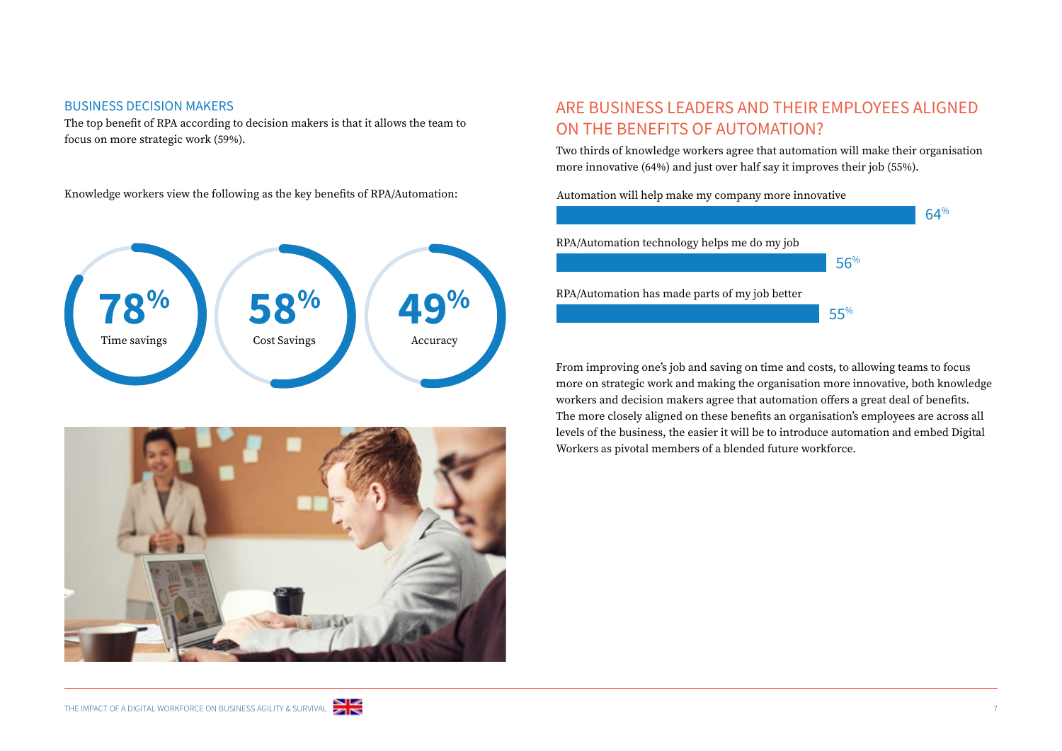## BUSINESS DECISION MAKERS

The top benefit of RPA according to decision makers is that it allows the team to focus on more strategic work (59%).

Knowledge workers view the following as the key benefits of RPA/Automation:

**78%** Time savings

**58%** Cost Savings

**49%** Accuracy

## ARE BUSINESS LEADERS AND THEIR EMPLOYEES ALIGNED ON THE BENEFITS OF AUTOMATION?

Two thirds of knowledge workers agree that automation will make their organisation more innovative (64%) and just over half say it improves their job (55%).

| Statement | % |
|---|---|
| Automation will help make my company more innovative | 64% |
| RPA/Automation technology helps me do my job | 56% |
| RPA/Automation has made parts of my job better | 55% |

From improving one's job and saving on time and costs, to allowing teams to focus more on strategic work and making the organisation more innovative, both knowledge workers and decision makers agree that automation offers a great deal of benefits. The more closely aligned on these benefits an organisation's employees are across all levels of the business, the easier it will be to introduce automation and embed Digital Workers as pivotal members of a blended future workforce.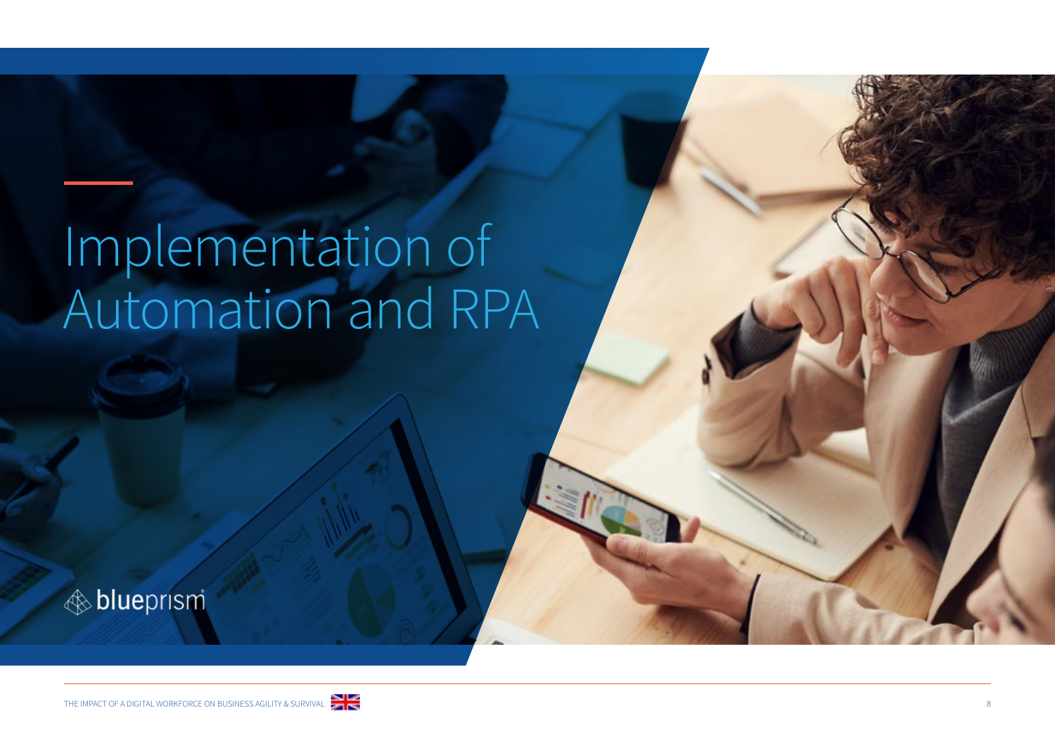# Implementation of Automation and RPA

blueprism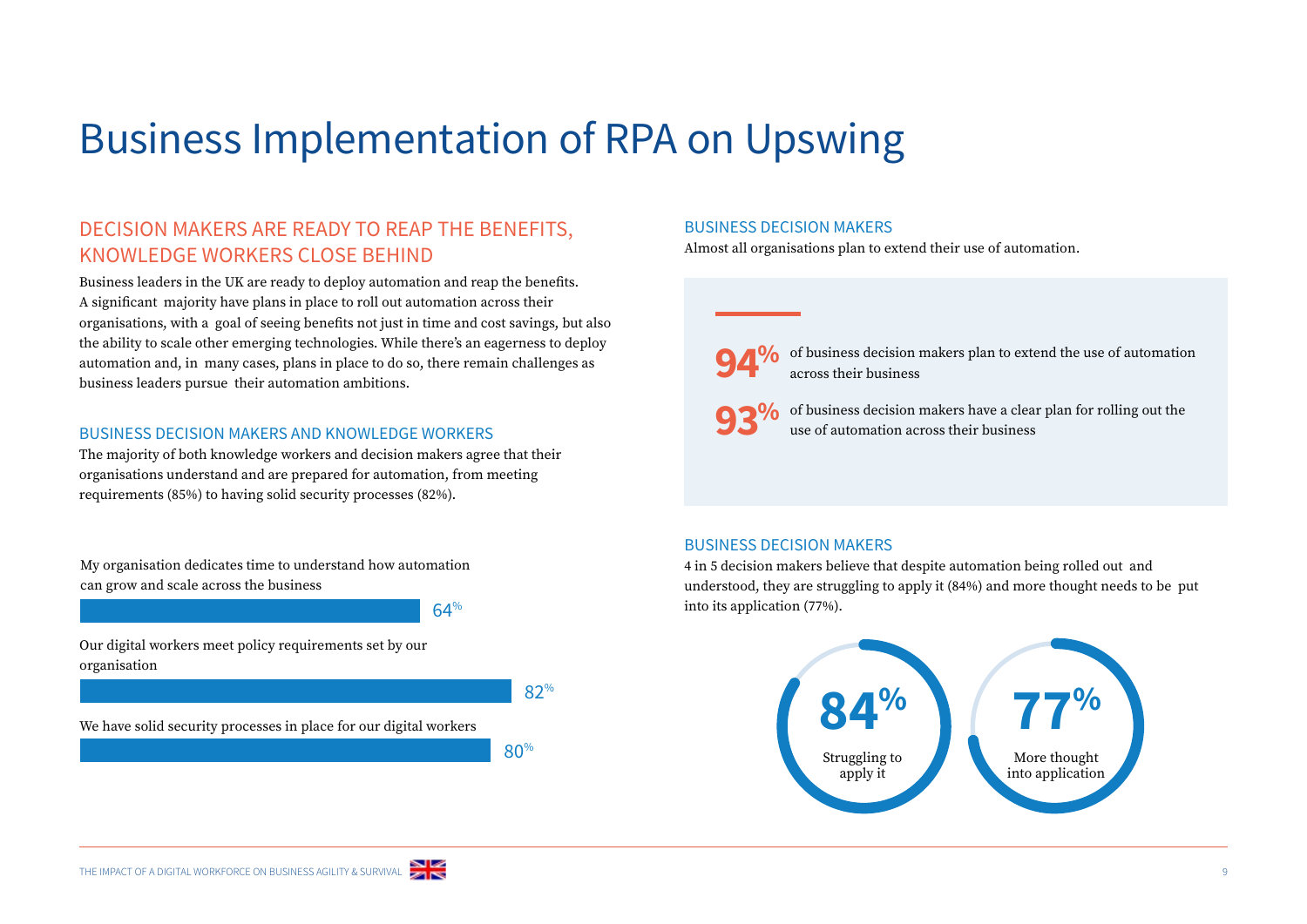# Business Implementation of RPA on Upswing

## DECISION MAKERS ARE READY TO REAP THE BENEFITS, KNOWLEDGE WORKERS CLOSE BEHIND

Business leaders in the UK are ready to deploy automation and reap the benefits. A significant majority have plans in place to roll out automation across their organisations, with a goal of seeing benefits not just in time and cost savings, but also the ability to scale other emerging technologies. While there's an eagerness to deploy automation and, in many cases, plans in place to do so, there remain challenges as business leaders pursue their automation ambitions.

### BUSINESS DECISION MAKERS AND KNOWLEDGE WORKERS

The majority of both knowledge workers and decision makers agree that their organisations understand and are prepared for automation, from meeting requirements (85%) to having solid security processes (82%).

| Statement | % |
| --- | --- |
| My organisation dedicates time to understand how automation can grow and scale across the business | 64% |
| Our digital workers meet policy requirements set by our organisation | 82% |
| We have solid security processes in place for our digital workers | 80% |

### BUSINESS DECISION MAKERS

Almost all organisations plan to extend their use of automation.

**94%** of business decision makers plan to extend the use of automation across their business

**93%** of business decision makers have a clear plan for rolling out the use of automation across their business

### BUSINESS DECISION MAKERS

4 in 5 decision makers believe that despite automation being rolled out and understood, they are struggling to apply it (84%) and more thought needs to be put into its application (77%).

**84%** Struggling to apply it

**77%** More thought into application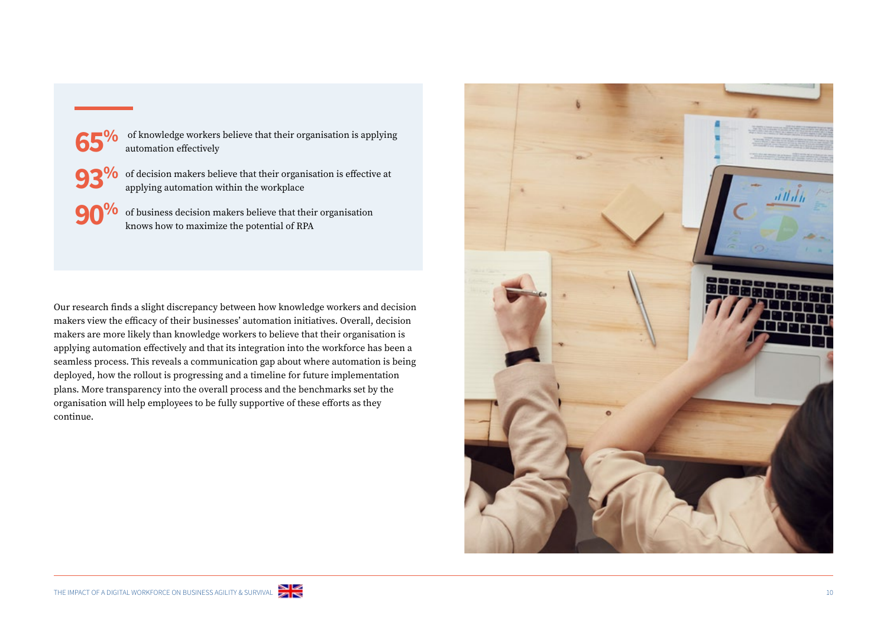**65%** of knowledge workers believe that their organisation is applying automation effectively

**93%** of decision makers believe that their organisation is effective at applying automation within the workplace

**90%** of business decision makers believe that their organisation knows how to maximize the potential of RPA

Our research finds a slight discrepancy between how knowledge workers and decision makers view the efficacy of their businesses' automation initiatives. Overall, decision makers are more likely than knowledge workers to believe that their organisation is applying automation effectively and that its integration into the workforce has been a seamless process. This reveals a communication gap about where automation is being deployed, how the rollout is progressing and a timeline for future implementation plans. More transparency into the overall process and the benchmarks set by the organisation will help employees to be fully supportive of these efforts as they continue.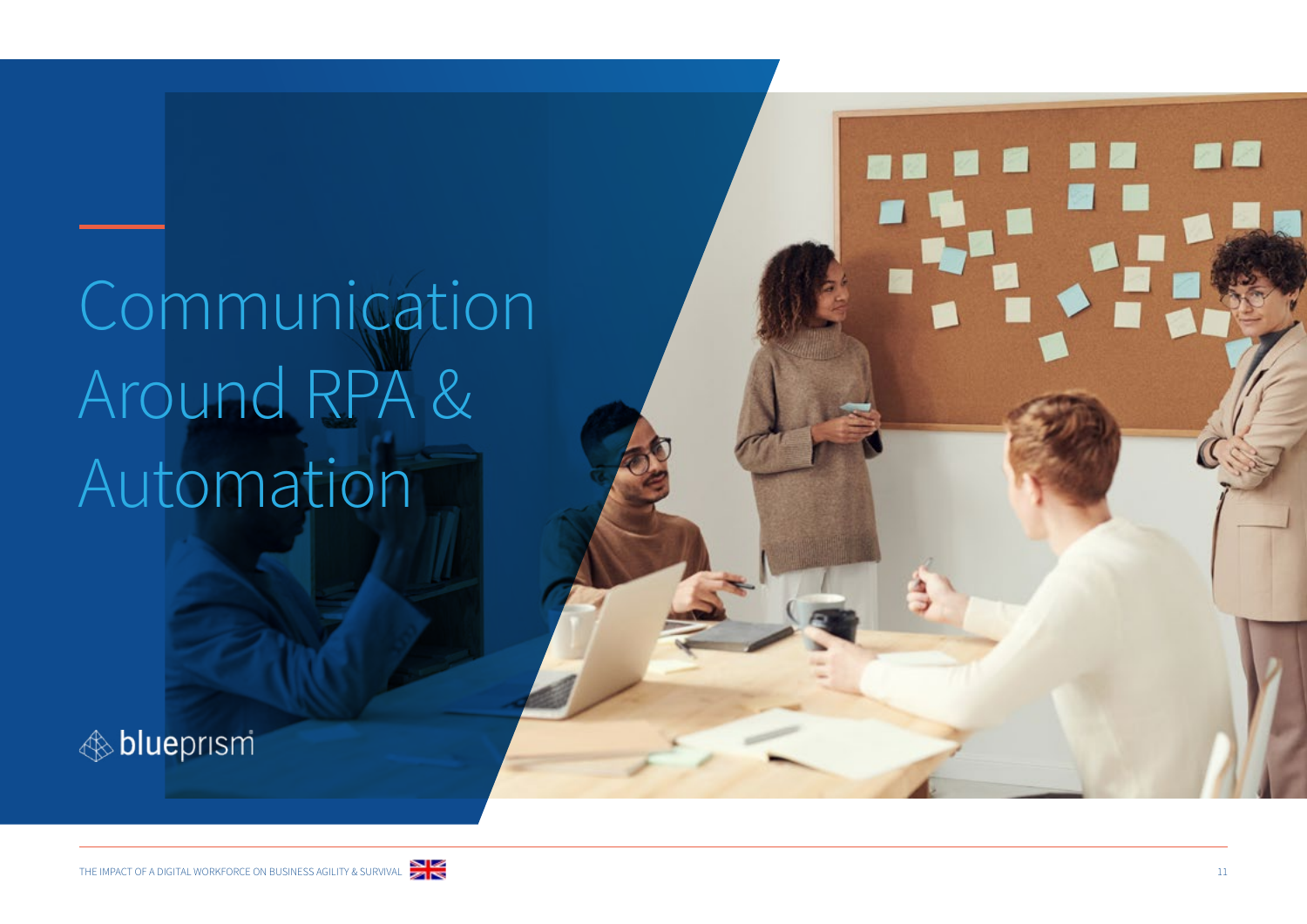# Communication Around RPA & Automation

blueprism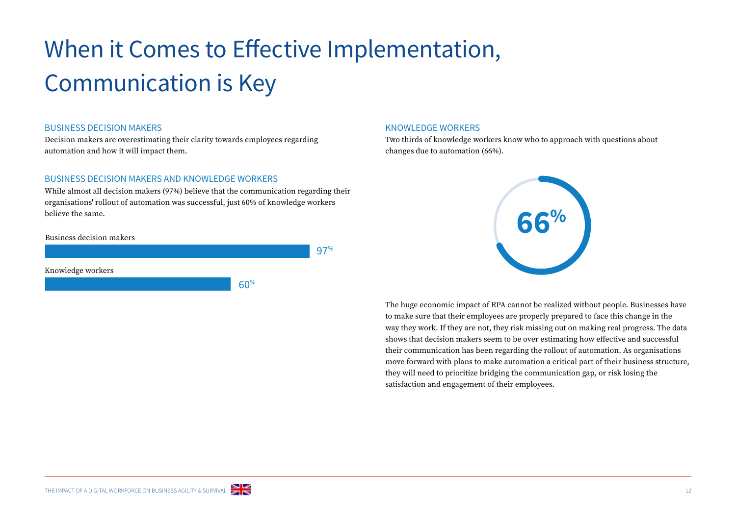# When it Comes to Effective Implementation, Communication is Key

## BUSINESS DECISION MAKERS

Decision makers are overestimating their clarity towards employees regarding automation and how it will impact them.

## BUSINESS DECISION MAKERS AND KNOWLEDGE WORKERS

While almost all decision makers (97%) believe that the communication regarding their organisations' rollout of automation was successful, just 60% of knowledge workers believe the same.

Business decision makers

97%

Knowledge workers

60%

## KNOWLEDGE WORKERS

Two thirds of knowledge workers know who to approach with questions about changes due to automation (66%).

66%

The huge economic impact of RPA cannot be realized without people. Businesses have to make sure that their employees are properly prepared to face this change in the way they work. If they are not, they risk missing out on making real progress. The data shows that decision makers seem to be over estimating how effective and successful their communication has been regarding the rollout of automation. As organisations move forward with plans to make automation a critical part of their business structure, they will need to prioritize bridging the communication gap, or risk losing the satisfaction and engagement of their employees.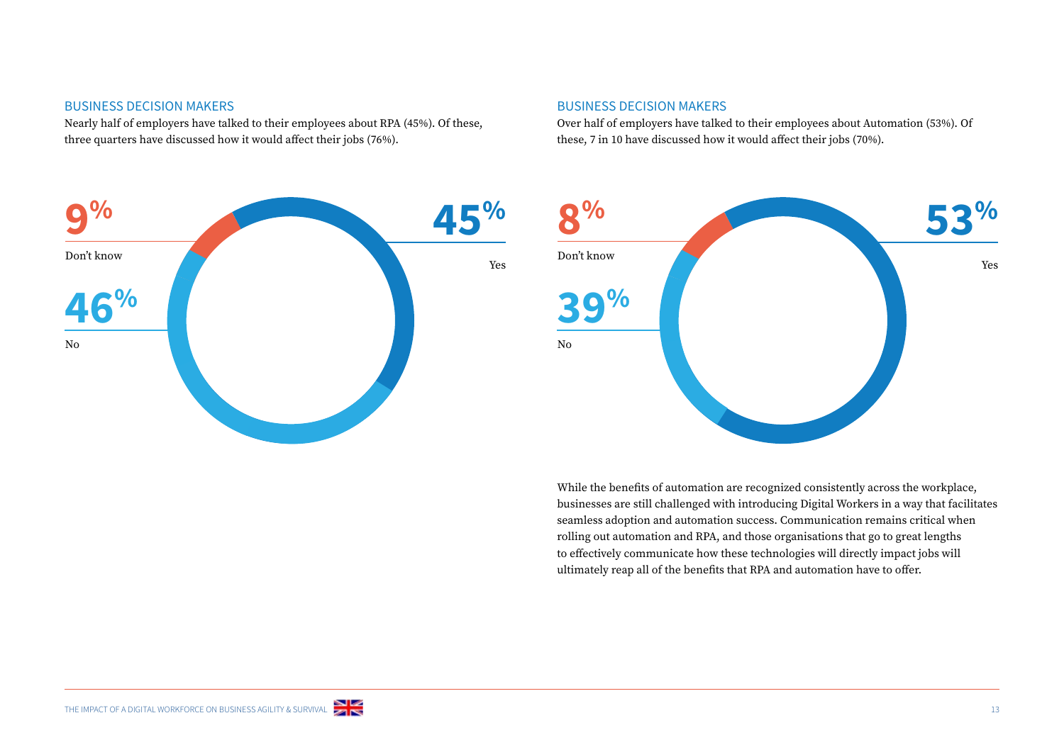### BUSINESS DECISION MAKERS

Nearly half of employers have talked to their employees about RPA (45%). Of these, three quarters have discussed how it would affect their jobs (76%).

9% Don't know

46% No

45% Yes

### BUSINESS DECISION MAKERS

Over half of employers have talked to their employees about Automation (53%). Of these, 7 in 10 have discussed how it would affect their jobs (70%).

8% Don't know

39% No

53% Yes

While the benefits of automation are recognized consistently across the workplace, businesses are still challenged with introducing Digital Workers in a way that facilitates seamless adoption and automation success. Communication remains critical when rolling out automation and RPA, and those organisations that go to great lengths to effectively communicate how these technologies will directly impact jobs will ultimately reap all of the benefits that RPA and automation have to offer.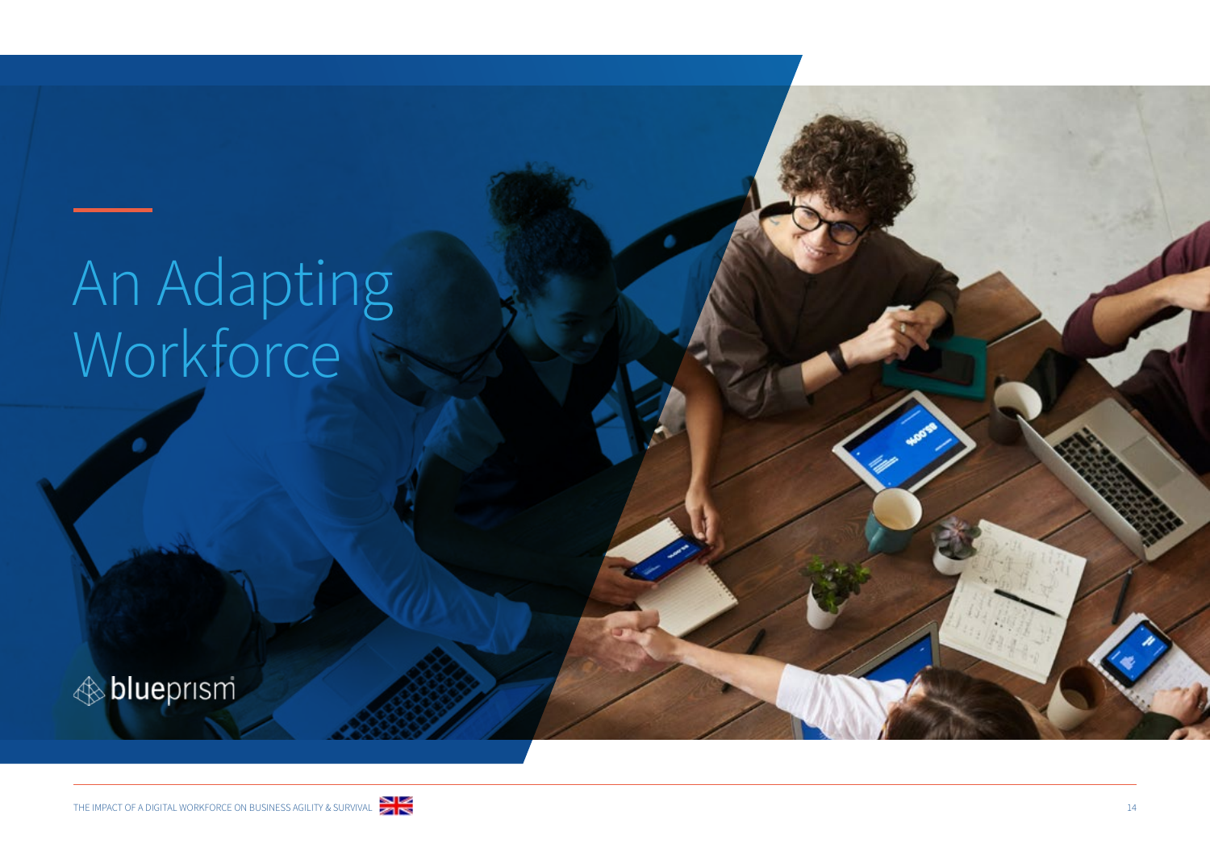# An Adapting Workforce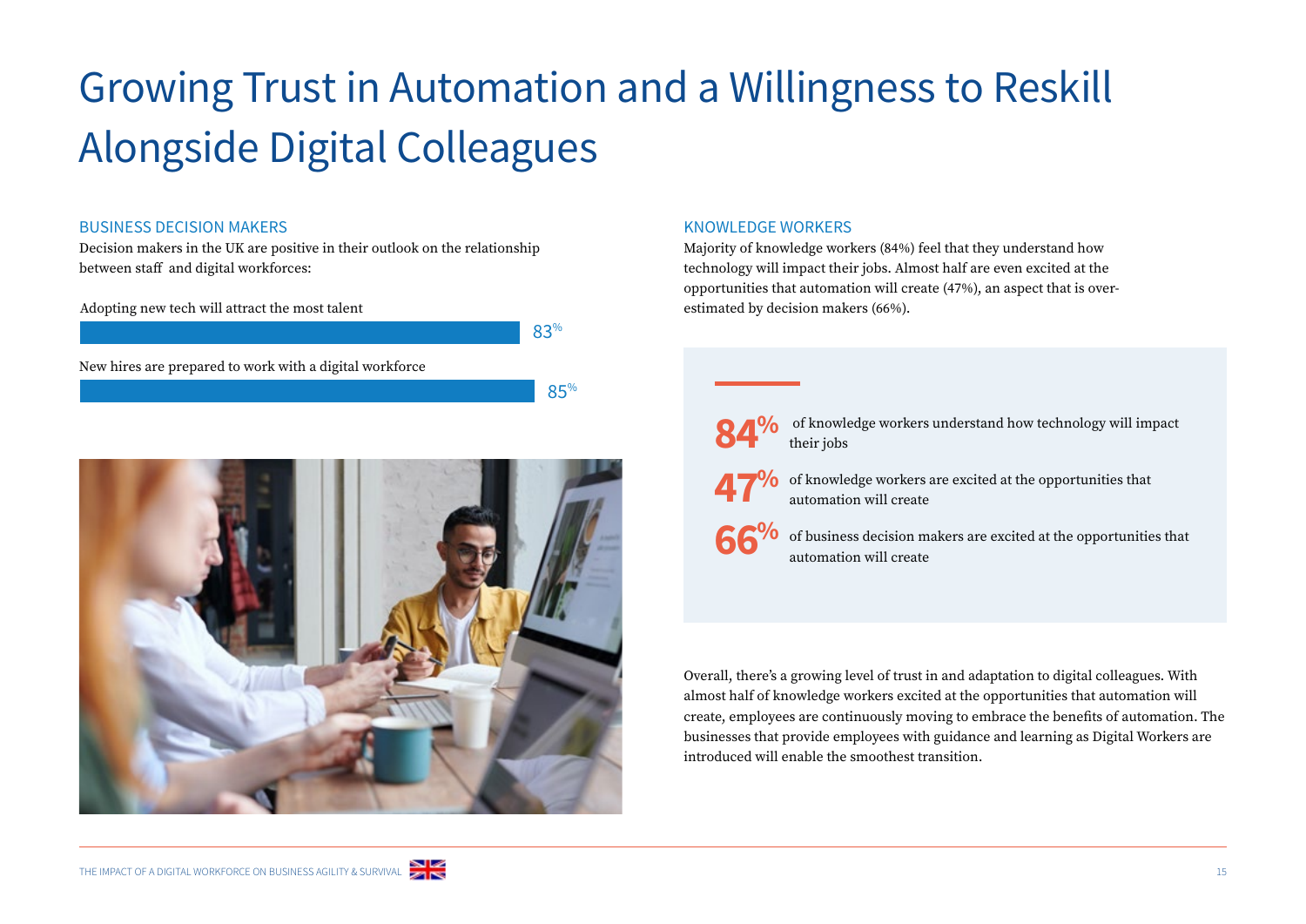# Growing Trust in Automation and a Willingness to Reskill Alongside Digital Colleagues

## BUSINESS DECISION MAKERS

Decision makers in the UK are positive in their outlook on the relationship between staff and digital workforces:

Adopting new tech will attract the most talent

83%

New hires are prepared to work with a digital workforce

85%

## KNOWLEDGE WORKERS

Majority of knowledge workers (84%) feel that they understand how technology will impact their jobs. Almost half are even excited at the opportunities that automation will create (47%), an aspect that is over-estimated by decision makers (66%).

**84%** of knowledge workers understand how technology will impact their jobs

**47%** of knowledge workers are excited at the opportunities that automation will create

**66%** of business decision makers are excited at the opportunities that automation will create

Overall, there's a growing level of trust in and adaptation to digital colleagues. With almost half of knowledge workers excited at the opportunities that automation will create, employees are continuously moving to embrace the benefits of automation. The businesses that provide employees with guidance and learning as Digital Workers are introduced will enable the smoothest transition.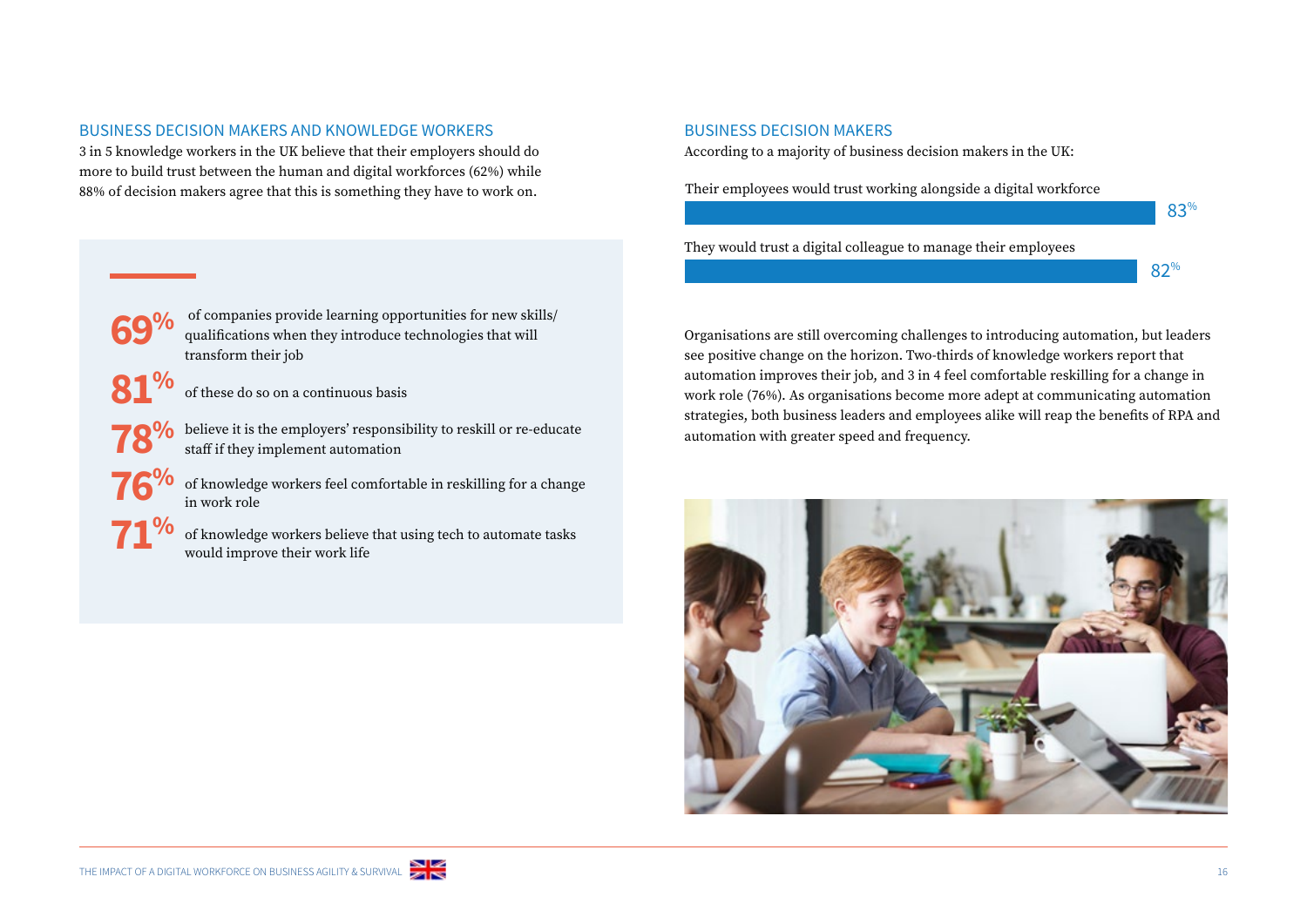## BUSINESS DECISION MAKERS AND KNOWLEDGE WORKERS

3 in 5 knowledge workers in the UK believe that their employers should do more to build trust between the human and digital workforces (62%) while 88% of decision makers agree that this is something they have to work on.

**69%** of companies provide learning opportunities for new skills/qualifications when they introduce technologies that will transform their job

**81%** of these do so on a continuous basis

**78%** believe it is the employers' responsibility to reskill or re-educate staff if they implement automation

**76%** of knowledge workers feel comfortable in reskilling for a change in work role

**71%** of knowledge workers believe that using tech to automate tasks would improve their work life

## BUSINESS DECISION MAKERS

According to a majority of business decision makers in the UK:

Their employees would trust working alongside a digital workforce — 83%

They would trust a digital colleague to manage their employees — 82%

Organisations are still overcoming challenges to introducing automation, but leaders see positive change on the horizon. Two-thirds of knowledge workers report that automation improves their job, and 3 in 4 feel comfortable reskilling for a change in work role (76%). As organisations become more adept at communicating automation strategies, both business leaders and employees alike will reap the benefits of RPA and automation with greater speed and frequency.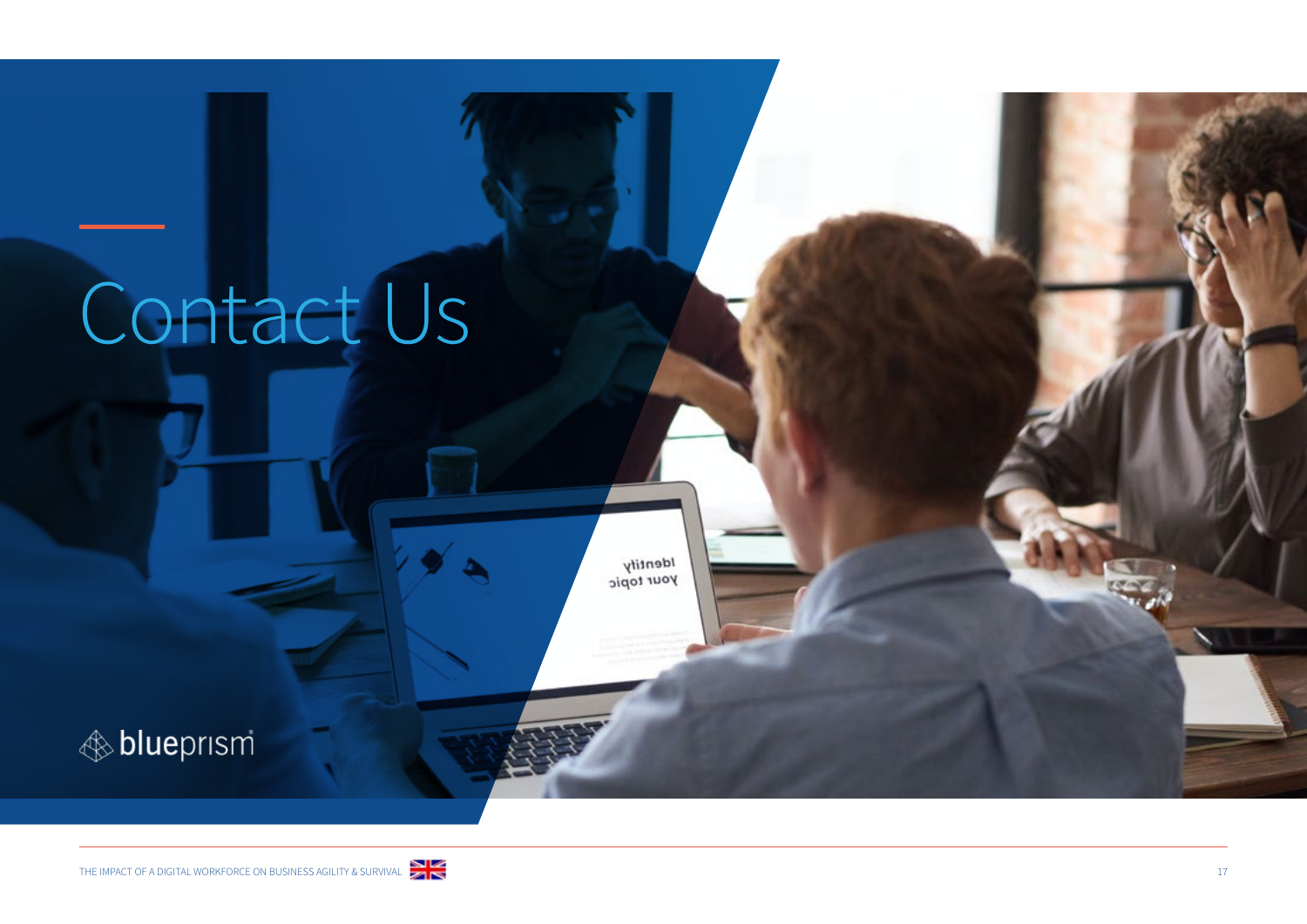# Contact Us

blueprism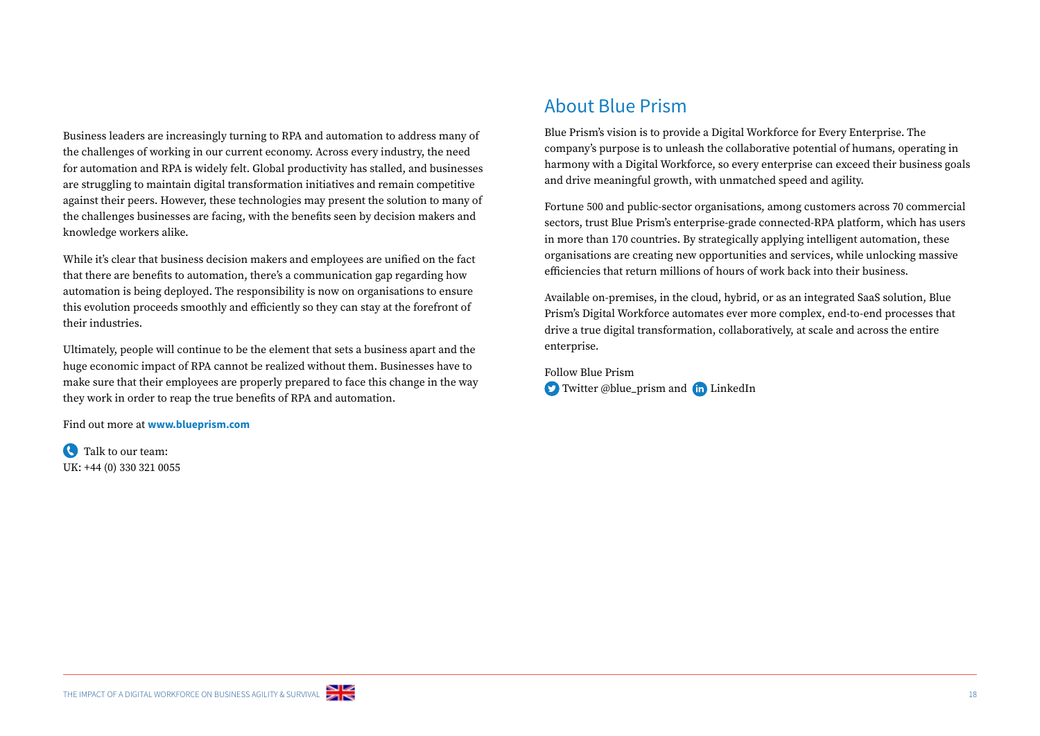Business leaders are increasingly turning to RPA and automation to address many of the challenges of working in our current economy. Across every industry, the need for automation and RPA is widely felt. Global productivity has stalled, and businesses are struggling to maintain digital transformation initiatives and remain competitive against their peers. However, these technologies may present the solution to many of the challenges businesses are facing, with the benefits seen by decision makers and knowledge workers alike.

While it's clear that business decision makers and employees are unified on the fact that there are benefits to automation, there's a communication gap regarding how automation is being deployed. The responsibility is now on organisations to ensure this evolution proceeds smoothly and efficiently so they can stay at the forefront of their industries.

Ultimately, people will continue to be the element that sets a business apart and the huge economic impact of RPA cannot be realized without them. Businesses have to make sure that their employees are properly prepared to face this change in the way they work in order to reap the true benefits of RPA and automation.

Find out more at **www.blueprism.com**

Talk to our team:
UK: +44 (0) 330 321 0055

## About Blue Prism

Blue Prism's vision is to provide a Digital Workforce for Every Enterprise. The company's purpose is to unleash the collaborative potential of humans, operating in harmony with a Digital Workforce, so every enterprise can exceed their business goals and drive meaningful growth, with unmatched speed and agility.

Fortune 500 and public-sector organisations, among customers across 70 commercial sectors, trust Blue Prism's enterprise-grade connected-RPA platform, which has users in more than 170 countries. By strategically applying intelligent automation, these organisations are creating new opportunities and services, while unlocking massive efficiencies that return millions of hours of work back into their business.

Available on-premises, in the cloud, hybrid, or as an integrated SaaS solution, Blue Prism's Digital Workforce automates ever more complex, end-to-end processes that drive a true digital transformation, collaboratively, at scale and across the entire enterprise.

Follow Blue Prism
Twitter @blue_prism and LinkedIn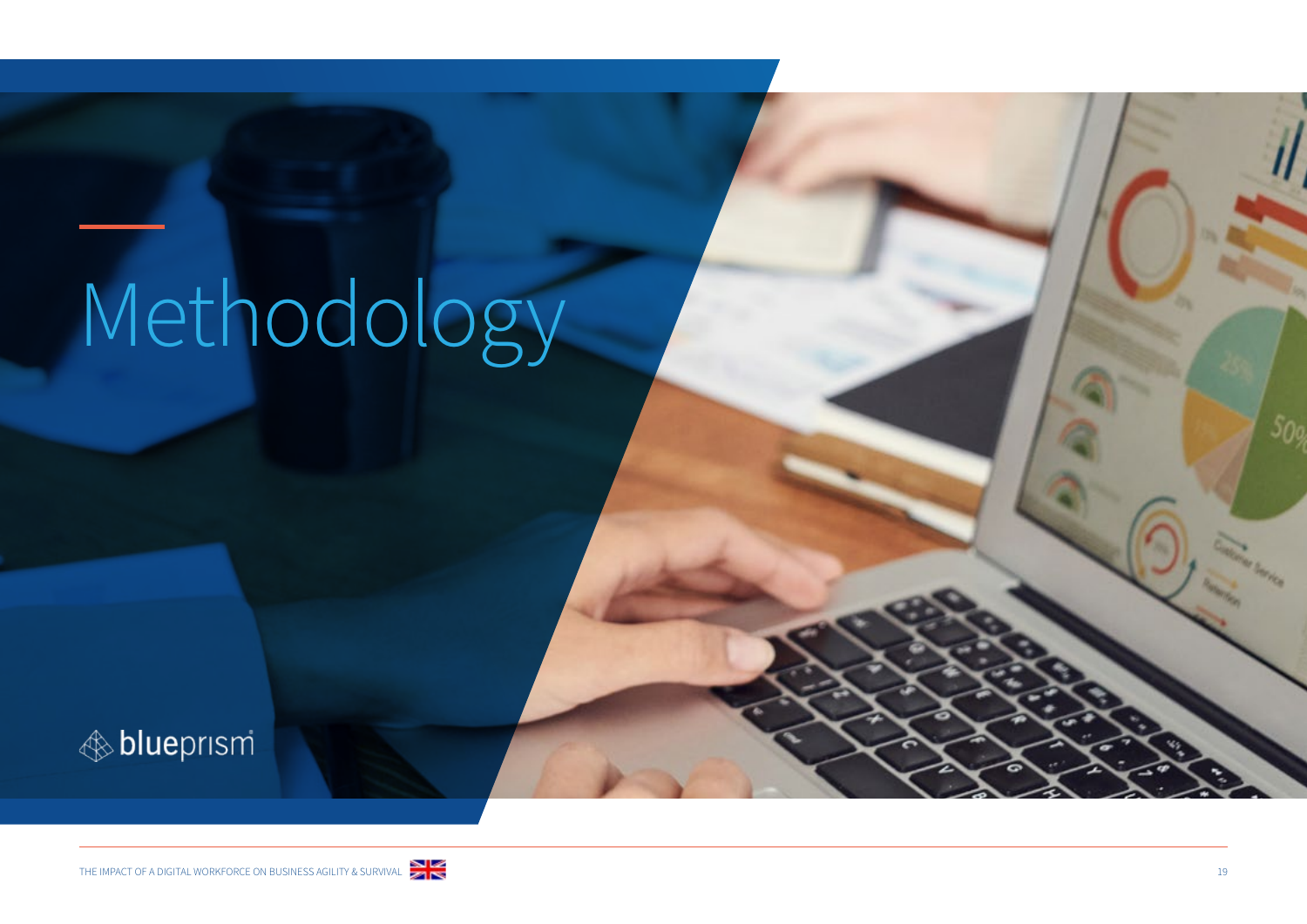# Methodology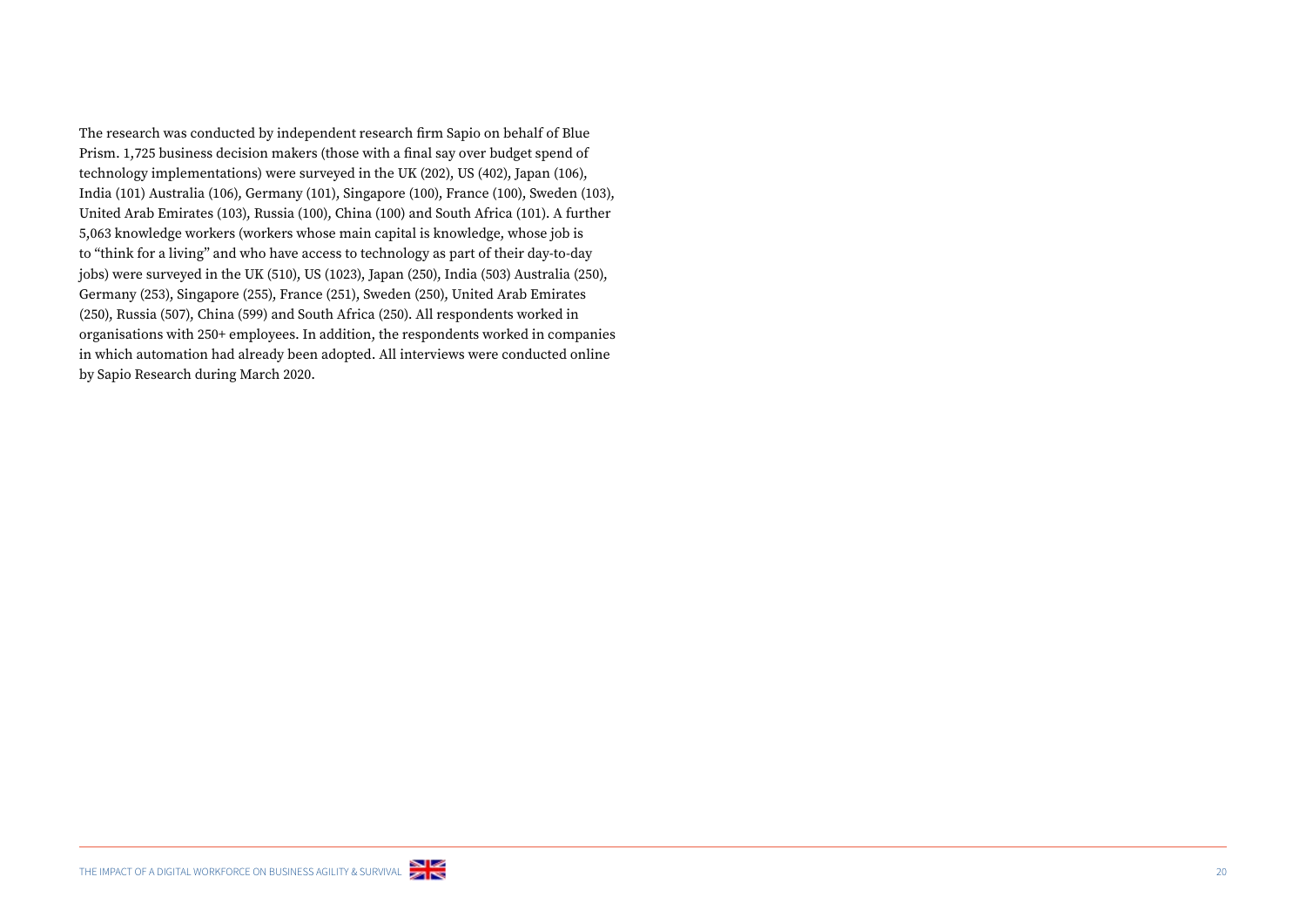The research was conducted by independent research firm Sapio on behalf of Blue Prism. 1,725 business decision makers (those with a final say over budget spend of technology implementations) were surveyed in the UK (202), US (402), Japan (106), India (101) Australia (106), Germany (101), Singapore (100), France (100), Sweden (103), United Arab Emirates (103), Russia (100), China (100) and South Africa (101). A further 5,063 knowledge workers (workers whose main capital is knowledge, whose job is to "think for a living" and who have access to technology as part of their day-to-day jobs) were surveyed in the UK (510), US (1023), Japan (250), India (503) Australia (250), Germany (253), Singapore (255), France (251), Sweden (250), United Arab Emirates (250), Russia (507), China (599) and South Africa (250). All respondents worked in organisations with 250+ employees. In addition, the respondents worked in companies in which automation had already been adopted. All interviews were conducted online by Sapio Research during March 2020.